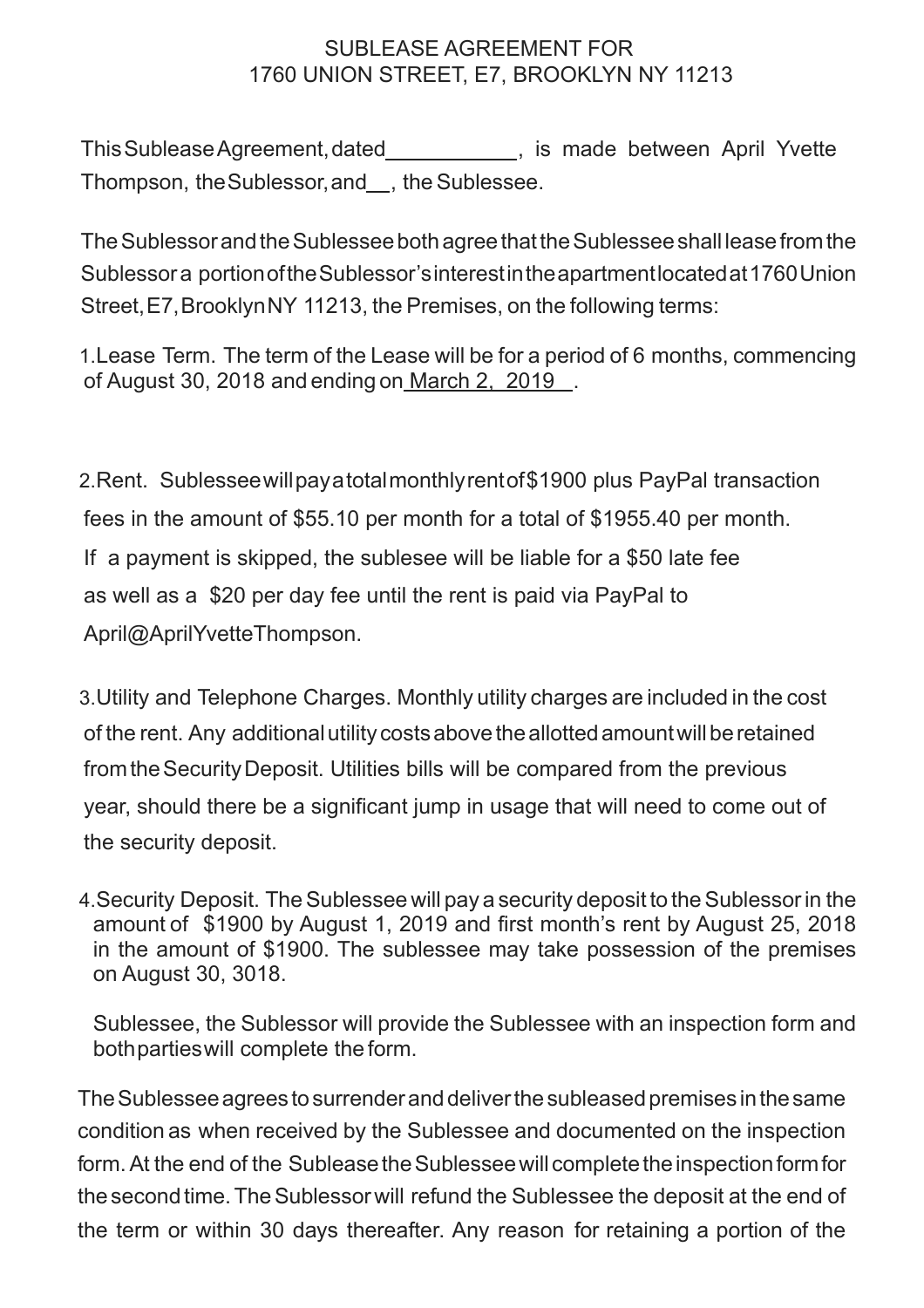# SUBLEASE AGREEMENT FOR 1760 UNION STREET, E7, BROOKLYN NY 11213

This Sublease Agreement, dated ___________, is made between April Yvette Thompson, the Sublessor, and __, the Sublessee.

The Sublessor and the Sublessee both agree that the Sublessee shall lease from the Sublessor a portion of the Sublessor's interest in the apartment located at 1760 Union Street, E7, Brooklyn NY 11213, the Premises, on the following terms:

1. Lease Term. The term of the Lease will be for a period of 6 months, commencing of August 30, 2018 and ending on March 2, 2019 .

2. Rent. Sublessee will pay a total monthly rent of $1900 plus PayPal transaction fees in the amount of $55.10 per month for a total of $1955.40 per month. If a payment is skipped, the sublesee will be liable for a $50 late fee as well as a $20 per day fee until the rent is paid via PayPal to April@AprilYvetteThompson.

3. Utility and Telephone Charges. Monthly utility charges are included in the cost of the rent. Any additional utility costs above the allotted amount will be retained from the Security Deposit. Utilities bills will be compared from the previous year, should there be a significant jump in usage that will need to come out of the security deposit.

4. Security Deposit. The Sublessee will pay a security deposit to the Sublessor in the amount of $1900 by August 1, 2019 and first month's rent by August 25, 2018 in the amount of $1900. The sublessee may take possession of the premises on August 30, 3018.

   Sublessee, the Sublessor will provide the Sublessee with an inspection form and both parties will complete the form.

The Sublessee agrees to surrender and deliver the subleased premises in the same condition as when received by the Sublessee and documented on the inspection form. At the end of the Sublease the Sublessee will complete the inspection form for the second time. The Sublessor will refund the Sublessee the deposit at the end of the term or within 30 days thereafter. Any reason for retaining a portion of the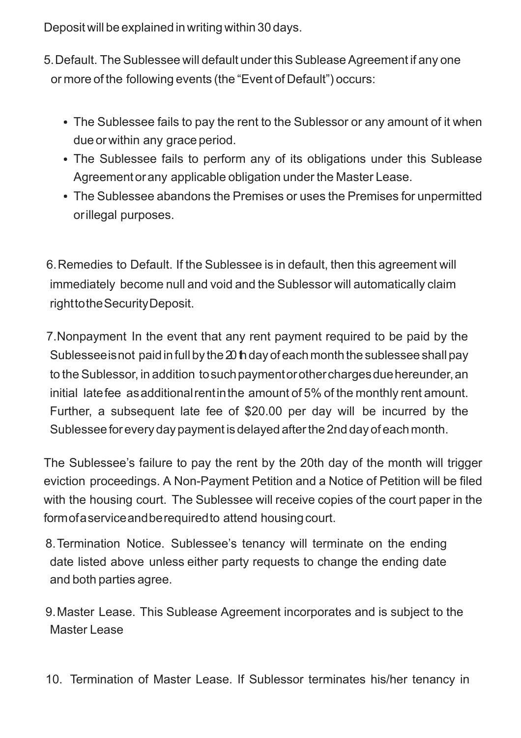Deposit will be explained in writing within 30 days.

5. Default. The Sublessee will default under this Sublease Agreement if any one or more of the following events (the "Event of Default") occurs:

- The Sublessee fails to pay the rent to the Sublessor or any amount of it when due or within any grace period.
- The Sublessee fails to perform any of its obligations under this Sublease Agreement or any applicable obligation under the Master Lease.
- The Sublessee abandons the Premises or uses the Premises for unpermitted or illegal purposes.

6. Remedies to Default. If the Sublessee is in default, then this agreement will immediately become null and void and the Sublessor will automatically claim right to the Security Deposit.

7. Nonpayment In the event that any rent payment required to be paid by the Sublessee is not paid in full by the 20th day of each month the sublessee shall pay to the Sublessor, in addition to such payment or other charges due hereunder, an initial late fee as additional rent in the amount of 5% of the monthly rent amount. Further, a subsequent late fee of $20.00 per day will be incurred by the Sublessee for every day payment is delayed after the 2nd day of each month.

The Sublessee's failure to pay the rent by the 20th day of the month will trigger eviction proceedings. A Non-Payment Petition and a Notice of Petition will be filed with the housing court. The Sublessee will receive copies of the court paper in the form of a service and be required to attend housing court.

8. Termination Notice. Sublessee's tenancy will terminate on the ending date listed above unless either party requests to change the ending date and both parties agree.

9. Master Lease. This Sublease Agreement incorporates and is subject to the Master Lease

10. Termination of Master Lease. If Sublessor terminates his/her tenancy in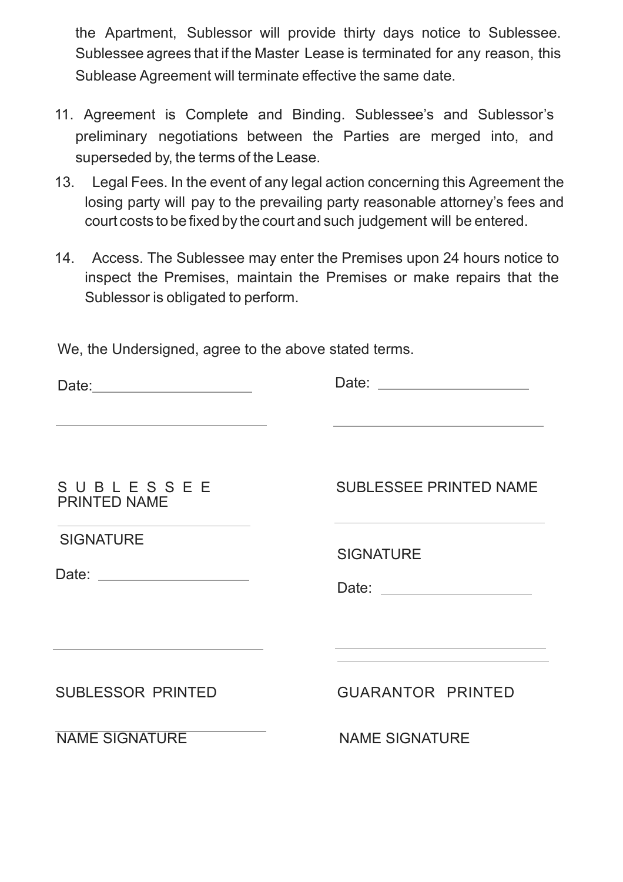the Apartment, Sublessor will provide thirty days notice to Sublessee. Sublessee agrees that if the Master Lease is terminated for any reason, this Sublease Agreement will terminate effective the same date.

11. Agreement is Complete and Binding. Sublessee's and Sublessor's preliminary negotiations between the Parties are merged into, and superseded by, the terms of the Lease.

13. Legal Fees. In the event of any legal action concerning this Agreement the losing party will pay to the prevailing party reasonable attorney's fees and court costs to be fixed by the court and such judgement will be entered.

14. Access. The Sublessee may enter the Premises upon 24 hours notice to inspect the Premises, maintain the Premises or make repairs that the Sublessor is obligated to perform.

We, the Undersigned, agree to the above stated terms.

Date: ____________________

______________________________

SUBLESSEE PRINTED NAME

______________________________

SIGNATURE

Date: ____________________

______________________________

SUBLESSOR PRINTED

______________________________

NAME SIGNATURE

Date: ____________________

______________________________

SUBLESSEE PRINTED NAME

______________________________

SIGNATURE

Date: ____________________

______________________________

______________________________

GUARANTOR PRINTED

NAME SIGNATURE